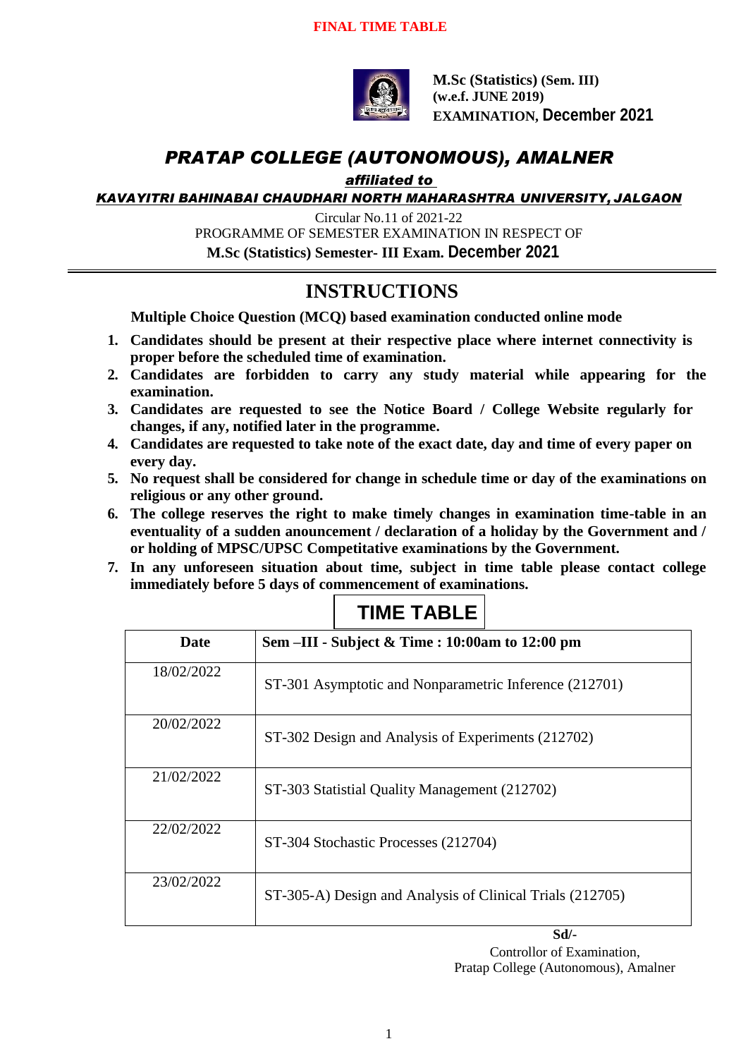**FINAL TIME TABLE**

**M.Sc (Statistics) (Sem. III)**
**(w.e.f. JUNE 2019)**
**EXAMINATION, December 2021**

# *PRATAP COLLEGE (AUTONOMOUS), AMALNER*

***affiliated to***

***KAVAYITRI BAHINABAI CHAUDHARI NORTH MAHARASHTRA UNIVERSITY, JALGAON***

Circular No.11 of 2021-22

PROGRAMME OF SEMESTER EXAMINATION IN RESPECT OF

**M.Sc (Statistics) Semester- III Exam. December 2021**

## INSTRUCTIONS

**Multiple Choice Question (MCQ) based examination conducted online mode**

1. **Candidates should be present at their respective place where internet connectivity is proper before the scheduled time of examination.**
2. **Candidates are forbidden to carry any study material while appearing for the examination.**
3. **Candidates are requested to see the Notice Board / College Website regularly for changes, if any, notified later in the programme.**
4. **Candidates are requested to take note of the exact date, day and time of every paper on every day.**
5. **No request shall be considered for change in schedule time or day of the examinations on religious or any other ground.**
6. **The college reserves the right to make timely changes in examination time-table in an eventuality of a sudden anouncement / declaration of a holiday by the Government and / or holding of MPSC/UPSC Competitative examinations by the Government.**
7. **In any unforeseen situation about time, subject in time table please contact college immediately before 5 days of commencement of examinations.**

## TIME TABLE

| Date | Sem –III - Subject & Time : 10:00am to 12:00 pm |
|---|---|
| 18/02/2022 | ST-301 Asymptotic and Nonparametric Inference (212701) |
| 20/02/2022 | ST-302 Design and Analysis of Experiments (212702) |
| 21/02/2022 | ST-303 Statistial Quality Management (212702) |
| 22/02/2022 | ST-304 Stochastic Processes (212704) |
| 23/02/2022 | ST-305-A) Design and Analysis of Clinical Trials (212705) |

**Sd/-**
Controllor of Examination,
Pratap College (Autonomous), Amalner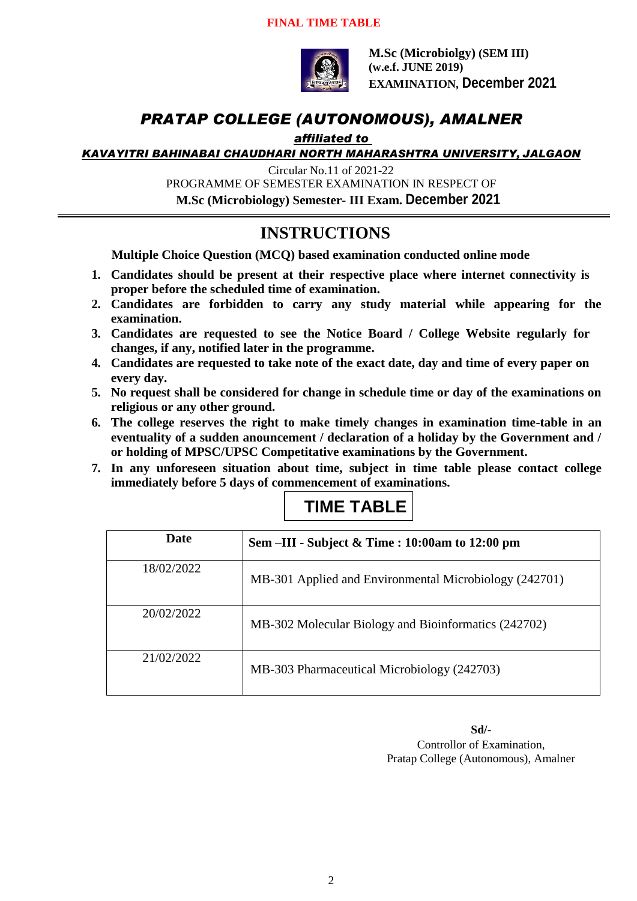**FINAL TIME TABLE**

**M.Sc (Microbiolgy) (SEM III)**
**(w.e.f. JUNE 2019)**
**EXAMINATION, December 2021**

# *PRATAP COLLEGE (AUTONOMOUS), AMALNER*

***affiliated to***

***KAVAYITRI BAHINABAI CHAUDHARI NORTH MAHARASHTRA UNIVERSITY, JALGAON***

Circular No.11 of 2021-22
PROGRAMME OF SEMESTER EXAMINATION IN RESPECT OF
**M.Sc (Microbiology) Semester- III Exam. December 2021**

## INSTRUCTIONS

**Multiple Choice Question (MCQ) based examination conducted online mode**

1. **Candidates should be present at their respective place where internet connectivity is proper before the scheduled time of examination.**
2. **Candidates are forbidden to carry any study material while appearing for the examination.**
3. **Candidates are requested to see the Notice Board / College Website regularly for changes, if any, notified later in the programme.**
4. **Candidates are requested to take note of the exact date, day and time of every paper on every day.**
5. **No request shall be considered for change in schedule time or day of the examinations on religious or any other ground.**
6. **The college reserves the right to make timely changes in examination time-table in an eventuality of a sudden anouncement / declaration of a holiday by the Government and / or holding of MPSC/UPSC Competitative examinations by the Government.**
7. **In any unforeseen situation about time, subject in time table please contact college immediately before 5 days of commencement of examinations.**

## TIME TABLE

| Date | Sem –III - Subject & Time : 10:00am to 12:00 pm |
|---|---|
| 18/02/2022 | MB-301 Applied and Environmental Microbiology (242701) |
| 20/02/2022 | MB-302 Molecular Biology and Bioinformatics (242702) |
| 21/02/2022 | MB-303 Pharmaceutical Microbiology (242703) |

**Sd/-**
Controllor of Examination,
Pratap College (Autonomous), Amalner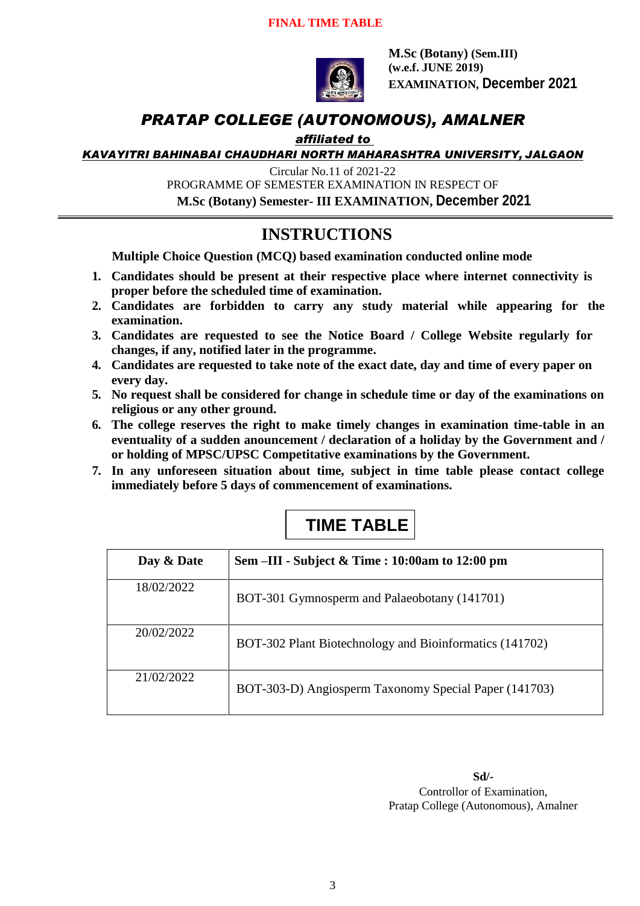**FINAL TIME TABLE**

**M.Sc (Botany) (Sem.III)**
**(w.e.f. JUNE 2019)**
**EXAMINATION, December 2021**

# *PRATAP COLLEGE (AUTONOMOUS), AMALNER*

***affiliated to***

***KAVAYITRI BAHINABAI CHAUDHARI NORTH MAHARASHTRA UNIVERSITY, JALGAON***

Circular No.11 of 2021-22
PROGRAMME OF SEMESTER EXAMINATION IN RESPECT OF
**M.Sc (Botany) Semester- III EXAMINATION, December 2021**

## INSTRUCTIONS

**Multiple Choice Question (MCQ) based examination conducted online mode**

1. **Candidates should be present at their respective place where internet connectivity is proper before the scheduled time of examination.**
2. **Candidates are forbidden to carry any study material while appearing for the examination.**
3. **Candidates are requested to see the Notice Board / College Website regularly for changes, if any, notified later in the programme.**
4. **Candidates are requested to take note of the exact date, day and time of every paper on every day.**
5. **No request shall be considered for change in schedule time or day of the examinations on religious or any other ground.**
6. **The college reserves the right to make timely changes in examination time-table in an eventuality of a sudden anouncement / declaration of a holiday by the Government and / or holding of MPSC/UPSC Competitative examinations by the Government.**
7. **In any unforeseen situation about time, subject in time table please contact college immediately before 5 days of commencement of examinations.**

## TIME TABLE

| Day & Date | Sem –III - Subject & Time : 10:00am to 12:00 pm |
|---|---|
| 18/02/2022 | BOT-301 Gymnosperm and Palaeobotany (141701) |
| 20/02/2022 | BOT-302 Plant Biotechnology and Bioinformatics (141702) |
| 21/02/2022 | BOT-303-D) Angiosperm Taxonomy Special Paper (141703) |

**Sd/-**
Controllor of Examination,
Pratap College (Autonomous), Amalner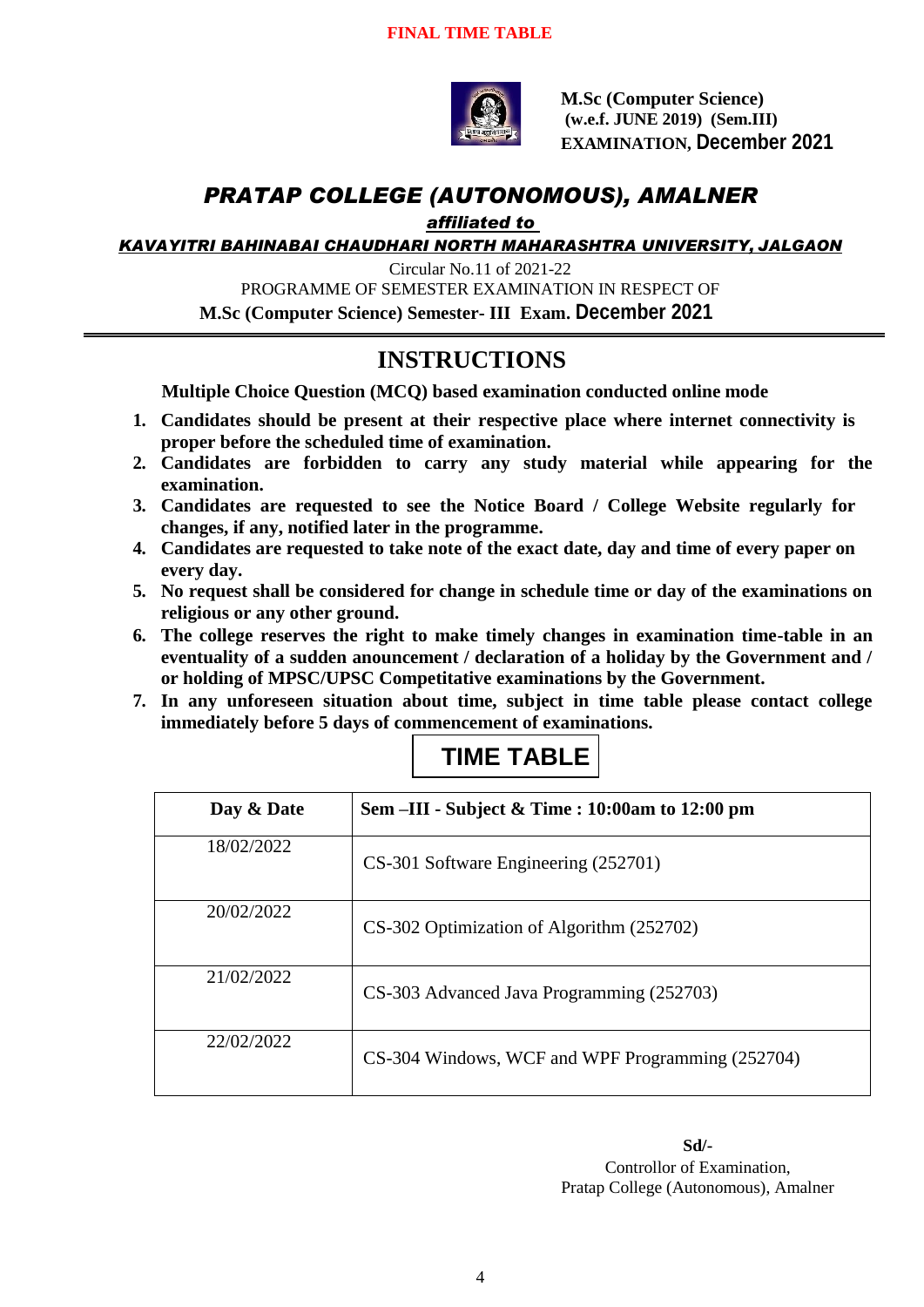**FINAL TIME TABLE**

**M.Sc (Computer Science)**
**(w.e.f. JUNE 2019) (Sem.III)**
**EXAMINATION, December 2021**

# *PRATAP COLLEGE (AUTONOMOUS), AMALNER*

***affiliated to***

***KAVAYITRI BAHINABAI CHAUDHARI NORTH MAHARASHTRA UNIVERSITY, JALGAON***

Circular No.11 of 2021-22

PROGRAMME OF SEMESTER EXAMINATION IN RESPECT OF

**M.Sc (Computer Science) Semester- III Exam. December 2021**

## INSTRUCTIONS

**Multiple Choice Question (MCQ) based examination conducted online mode**

1. **Candidates should be present at their respective place where internet connectivity is proper before the scheduled time of examination.**
2. **Candidates are forbidden to carry any study material while appearing for the examination.**
3. **Candidates are requested to see the Notice Board / College Website regularly for changes, if any, notified later in the programme.**
4. **Candidates are requested to take note of the exact date, day and time of every paper on every day.**
5. **No request shall be considered for change in schedule time or day of the examinations on religious or any other ground.**
6. **The college reserves the right to make timely changes in examination time-table in an eventuality of a sudden anouncement / declaration of a holiday by the Government and / or holding of MPSC/UPSC Competitative examinations by the Government.**
7. **In any unforeseen situation about time, subject in time table please contact college immediately before 5 days of commencement of examinations.**

## TIME TABLE

| Day & Date | Sem –III - Subject & Time : 10:00am to 12:00 pm |
|---|---|
| 18/02/2022 | CS-301 Software Engineering (252701) |
| 20/02/2022 | CS-302 Optimization of Algorithm (252702) |
| 21/02/2022 | CS-303 Advanced Java Programming (252703) |
| 22/02/2022 | CS-304 Windows, WCF and WPF Programming (252704) |

**Sd/-**
Controllor of Examination,
Pratap College (Autonomous), Amalner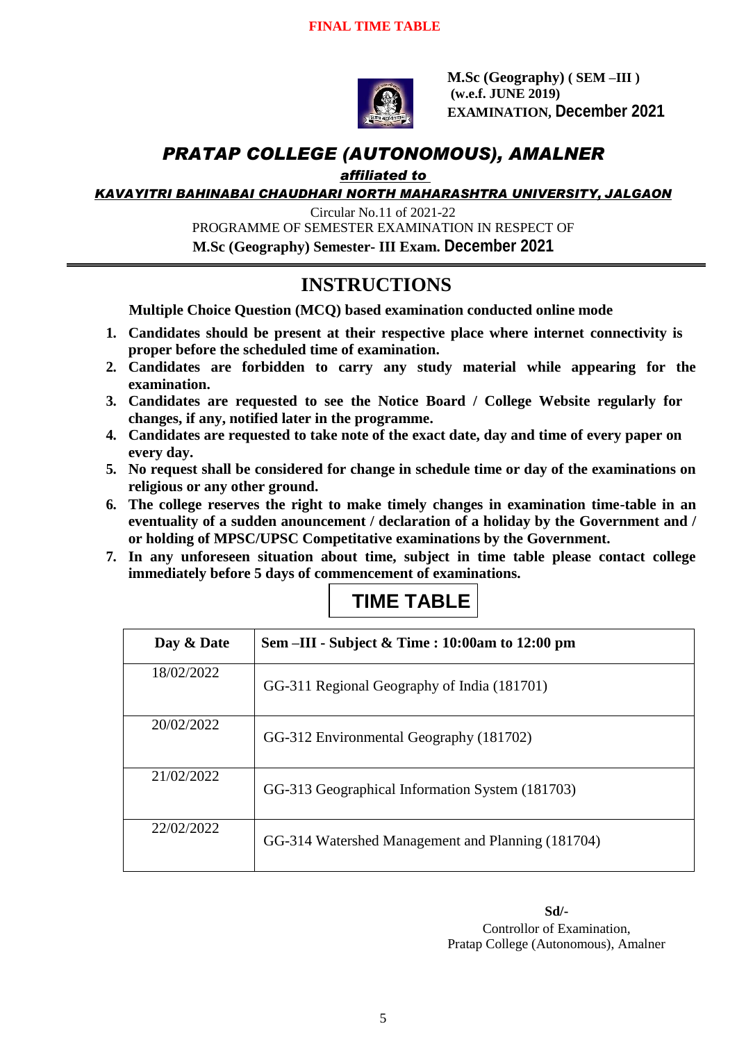**FINAL TIME TABLE**

**M.Sc (Geography) ( SEM –III )**
**(w.e.f. JUNE 2019)**
**EXAMINATION, December 2021**

# *PRATAP COLLEGE (AUTONOMOUS), AMALNER*

***affiliated to***

***KAVAYITRI BAHINABAI CHAUDHARI NORTH MAHARASHTRA UNIVERSITY, JALGAON***

Circular No.11 of 2021-22

PROGRAMME OF SEMESTER EXAMINATION IN RESPECT OF

**M.Sc (Geography) Semester- III Exam. December 2021**

## INSTRUCTIONS

**Multiple Choice Question (MCQ) based examination conducted online mode**

1. **Candidates should be present at their respective place where internet connectivity is proper before the scheduled time of examination.**
2. **Candidates are forbidden to carry any study material while appearing for the examination.**
3. **Candidates are requested to see the Notice Board / College Website regularly for changes, if any, notified later in the programme.**
4. **Candidates are requested to take note of the exact date, day and time of every paper on every day.**
5. **No request shall be considered for change in schedule time or day of the examinations on religious or any other ground.**
6. **The college reserves the right to make timely changes in examination time-table in an eventuality of a sudden anouncement / declaration of a holiday by the Government and / or holding of MPSC/UPSC Competitative examinations by the Government.**
7. **In any unforeseen situation about time, subject in time table please contact college immediately before 5 days of commencement of examinations.**

## TIME TABLE

| Day & Date | Sem –III - Subject & Time : 10:00am to 12:00 pm |
|---|---|
| 18/02/2022 | GG-311 Regional Geography of India (181701) |
| 20/02/2022 | GG-312 Environmental Geography (181702) |
| 21/02/2022 | GG-313 Geographical Information System (181703) |
| 22/02/2022 | GG-314 Watershed Management and Planning (181704) |

**Sd/-**

Controllor of Examination,

Pratap College (Autonomous), Amalner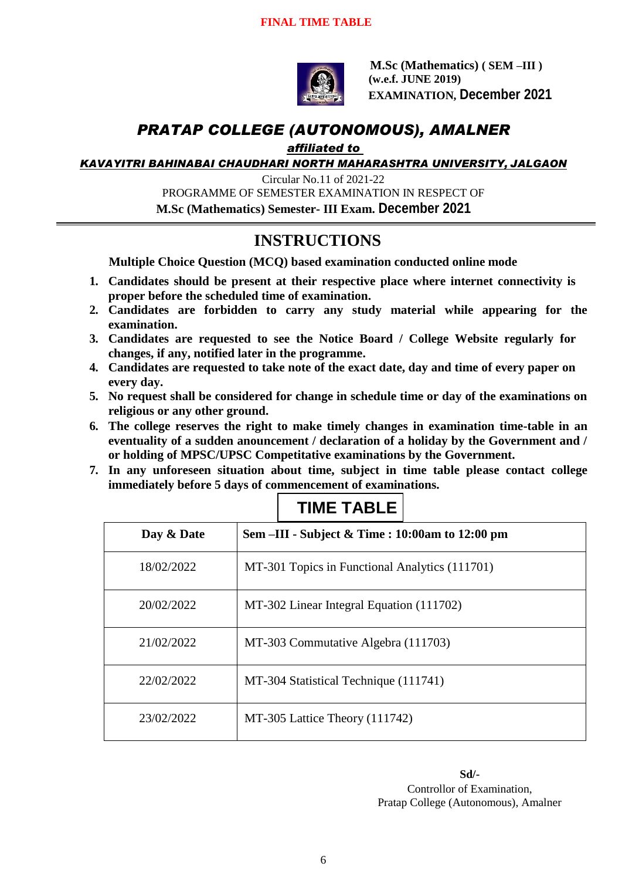**FINAL TIME TABLE**

**M.Sc (Mathematics) ( SEM –III )**
**(w.e.f. JUNE 2019)**
**EXAMINATION, December 2021**

# *PRATAP COLLEGE (AUTONOMOUS), AMALNER*

***affiliated to***

***KAVAYITRI BAHINABAI CHAUDHARI NORTH MAHARASHTRA UNIVERSITY, JALGAON***

Circular No.11 of 2021-22

PROGRAMME OF SEMESTER EXAMINATION IN RESPECT OF

**M.Sc (Mathematics) Semester- III Exam. December 2021**

## INSTRUCTIONS

**Multiple Choice Question (MCQ) based examination conducted online mode**

1. **Candidates should be present at their respective place where internet connectivity is proper before the scheduled time of examination.**
2. **Candidates are forbidden to carry any study material while appearing for the examination.**
3. **Candidates are requested to see the Notice Board / College Website regularly for changes, if any, notified later in the programme.**
4. **Candidates are requested to take note of the exact date, day and time of every paper on every day.**
5. **No request shall be considered for change in schedule time or day of the examinations on religious or any other ground.**
6. **The college reserves the right to make timely changes in examination time-table in an eventuality of a sudden anouncement / declaration of a holiday by the Government and / or holding of MPSC/UPSC Competitative examinations by the Government.**
7. **In any unforeseen situation about time, subject in time table please contact college immediately before 5 days of commencement of examinations.**

## TIME TABLE

| Day & Date | Sem –III - Subject & Time : 10:00am to 12:00 pm |
|---|---|
| 18/02/2022 | MT-301 Topics in Functional Analytics (111701) |
| 20/02/2022 | MT-302 Linear Integral Equation (111702) |
| 21/02/2022 | MT-303 Commutative Algebra (111703) |
| 22/02/2022 | MT-304 Statistical Technique (111741) |
| 23/02/2022 | MT-305 Lattice Theory (111742) |

**Sd/-**
Controllor of Examination,
Pratap College (Autonomous), Amalner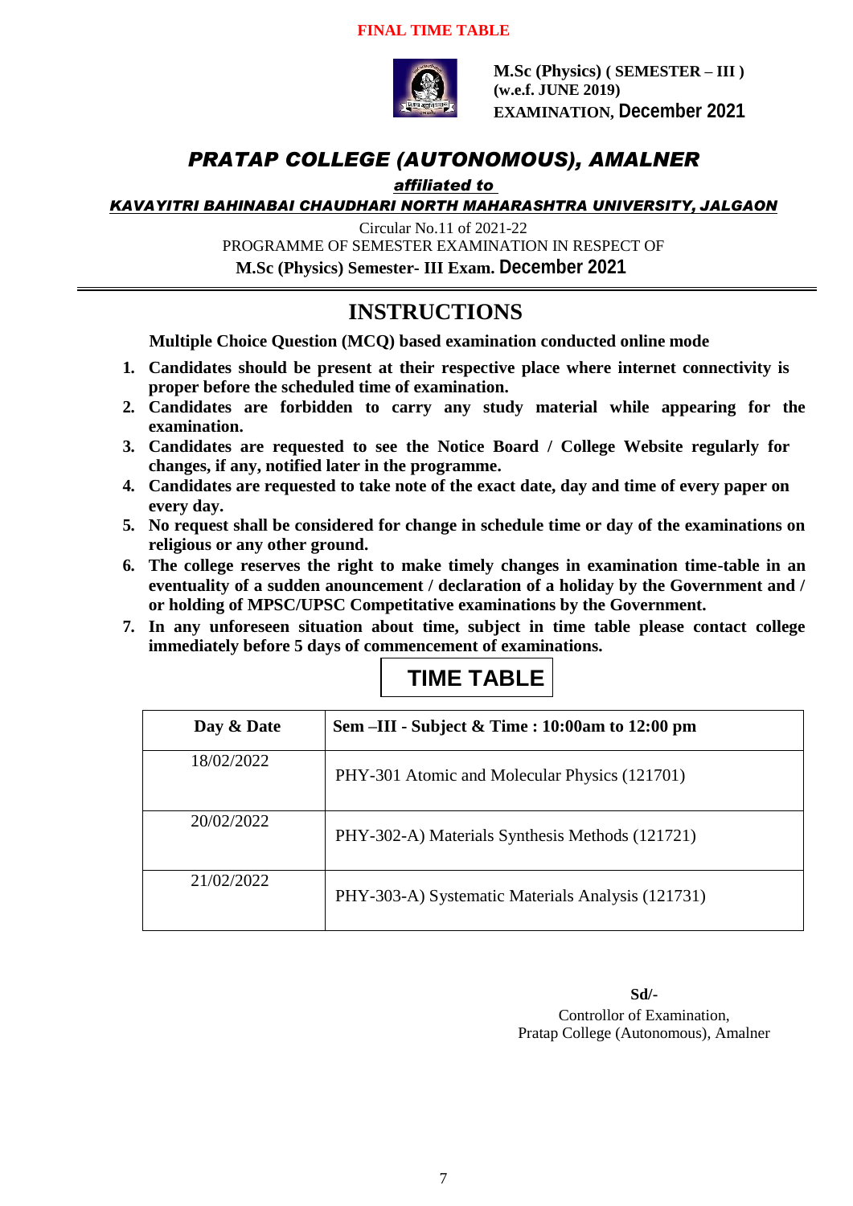**FINAL TIME TABLE**

**M.Sc (Physics) ( SEMESTER – III )**
**(w.e.f. JUNE 2019)**
**EXAMINATION, December 2021**

# *PRATAP COLLEGE (AUTONOMOUS), AMALNER*

***affiliated to***

***KAVAYITRI BAHINABAI CHAUDHARI NORTH MAHARASHTRA UNIVERSITY, JALGAON***

Circular No.11 of 2021-22
PROGRAMME OF SEMESTER EXAMINATION IN RESPECT OF
**M.Sc (Physics) Semester- III Exam. December 2021**

## INSTRUCTIONS

**Multiple Choice Question (MCQ) based examination conducted online mode**

1. **Candidates should be present at their respective place where internet connectivity is proper before the scheduled time of examination.**
2. **Candidates are forbidden to carry any study material while appearing for the examination.**
3. **Candidates are requested to see the Notice Board / College Website regularly for changes, if any, notified later in the programme.**
4. **Candidates are requested to take note of the exact date, day and time of every paper on every day.**
5. **No request shall be considered for change in schedule time or day of the examinations on religious or any other ground.**
6. **The college reserves the right to make timely changes in examination time-table in an eventuality of a sudden anouncement / declaration of a holiday by the Government and / or holding of MPSC/UPSC Competitative examinations by the Government.**
7. **In any unforeseen situation about time, subject in time table please contact college immediately before 5 days of commencement of examinations.**

## TIME TABLE

| Day & Date | Sem –III - Subject & Time : 10:00am to 12:00 pm |
|---|---|
| 18/02/2022 | PHY-301 Atomic and Molecular Physics (121701) |
| 20/02/2022 | PHY-302-A) Materials Synthesis Methods (121721) |
| 21/02/2022 | PHY-303-A) Systematic Materials Analysis (121731) |

**Sd/-**
Controllor of Examination,
Pratap College (Autonomous), Amalner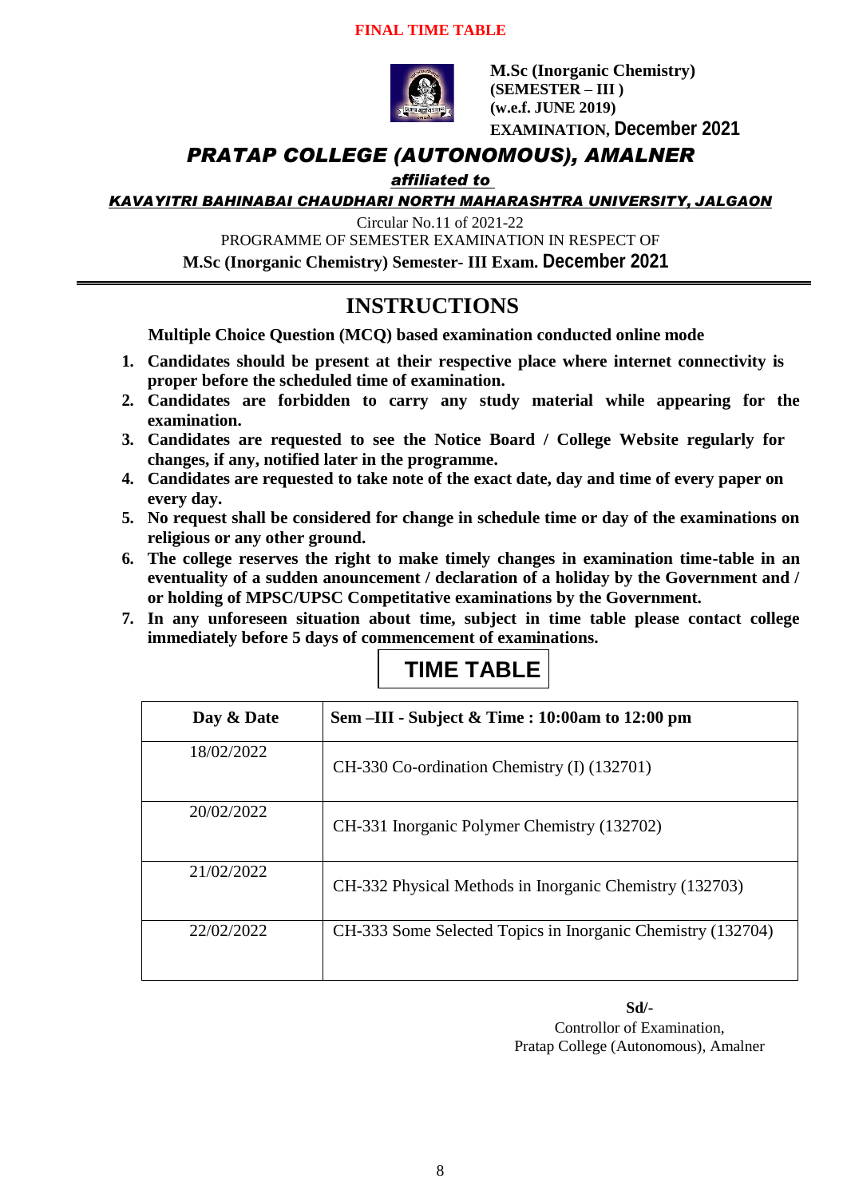**FINAL TIME TABLE**

**M.Sc (Inorganic Chemistry)**
**(SEMESTER – III )**
**(w.e.f. JUNE 2019)**
**EXAMINATION, December 2021**

# *PRATAP COLLEGE (AUTONOMOUS), AMALNER*

***affiliated to***

***KAVAYITRI BAHINABAI CHAUDHARI NORTH MAHARASHTRA UNIVERSITY, JALGAON***

Circular No.11 of 2021-22
PROGRAMME OF SEMESTER EXAMINATION IN RESPECT OF
**M.Sc (Inorganic Chemistry) Semester- III Exam. December 2021**

## INSTRUCTIONS

**Multiple Choice Question (MCQ) based examination conducted online mode**

1. **Candidates should be present at their respective place where internet connectivity is proper before the scheduled time of examination.**
2. **Candidates are forbidden to carry any study material while appearing for the examination.**
3. **Candidates are requested to see the Notice Board / College Website regularly for changes, if any, notified later in the programme.**
4. **Candidates are requested to take note of the exact date, day and time of every paper on every day.**
5. **No request shall be considered for change in schedule time or day of the examinations on religious or any other ground.**
6. **The college reserves the right to make timely changes in examination time-table in an eventuality of a sudden anouncement / declaration of a holiday by the Government and / or holding of MPSC/UPSC Competitative examinations by the Government.**
7. **In any unforeseen situation about time, subject in time table please contact college immediately before 5 days of commencement of examinations.**

## TIME TABLE

| Day & Date | Sem –III - Subject & Time : 10:00am to 12:00 pm |
|---|---|
| 18/02/2022 | CH-330 Co-ordination Chemistry (I) (132701) |
| 20/02/2022 | CH-331 Inorganic Polymer Chemistry (132702) |
| 21/02/2022 | CH-332 Physical Methods in Inorganic Chemistry (132703) |
| 22/02/2022 | CH-333 Some Selected Topics in Inorganic Chemistry (132704) |

**Sd/-**
Controllor of Examination,
Pratap College (Autonomous), Amalner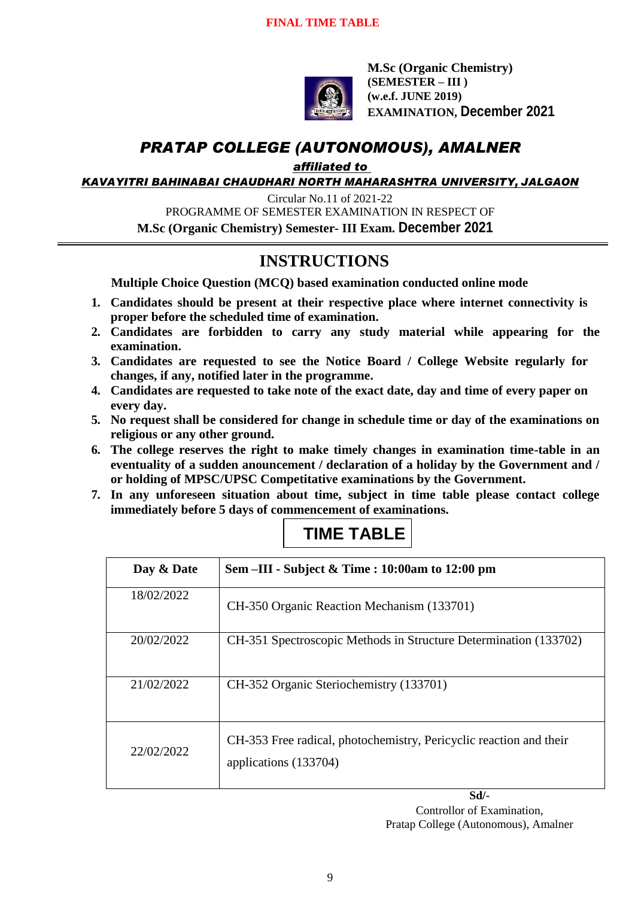**FINAL TIME TABLE**

**M.Sc (Organic Chemistry)**
**(SEMESTER – III )**
**(w.e.f. JUNE 2019)**
**EXAMINATION, December 2021**

# *PRATAP COLLEGE (AUTONOMOUS), AMALNER*

***affiliated to***

***KAVAYITRI BAHINABAI CHAUDHARI NORTH MAHARASHTRA UNIVERSITY, JALGAON***

Circular No.11 of 2021-22
PROGRAMME OF SEMESTER EXAMINATION IN RESPECT OF
**M.Sc (Organic Chemistry) Semester- III Exam. December 2021**

---

## INSTRUCTIONS

**Multiple Choice Question (MCQ) based examination conducted online mode**

1. **Candidates should be present at their respective place where internet connectivity is proper before the scheduled time of examination.**
2. **Candidates are forbidden to carry any study material while appearing for the examination.**
3. **Candidates are requested to see the Notice Board / College Website regularly for changes, if any, notified later in the programme.**
4. **Candidates are requested to take note of the exact date, day and time of every paper on every day.**
5. **No request shall be considered for change in schedule time or day of the examinations on religious or any other ground.**
6. **The college reserves the right to make timely changes in examination time-table in an eventuality of a sudden anouncement / declaration of a holiday by the Government and / or holding of MPSC/UPSC Competitative examinations by the Government.**
7. **In any unforeseen situation about time, subject in time table please contact college immediately before 5 days of commencement of examinations.**

## TIME TABLE

| Day & Date | Sem –III - Subject & Time : 10:00am to 12:00 pm |
|---|---|
| 18/02/2022 | CH-350 Organic Reaction Mechanism (133701) |
| 20/02/2022 | CH-351 Spectroscopic Methods in Structure Determination (133702) |
| 21/02/2022 | CH-352 Organic Steriochemistry (133701) |
| 22/02/2022 | CH-353 Free radical, photochemistry, Pericyclic reaction and their applications (133704) |

**Sd/-**
Controllor of Examination,
Pratap College (Autonomous), Amalner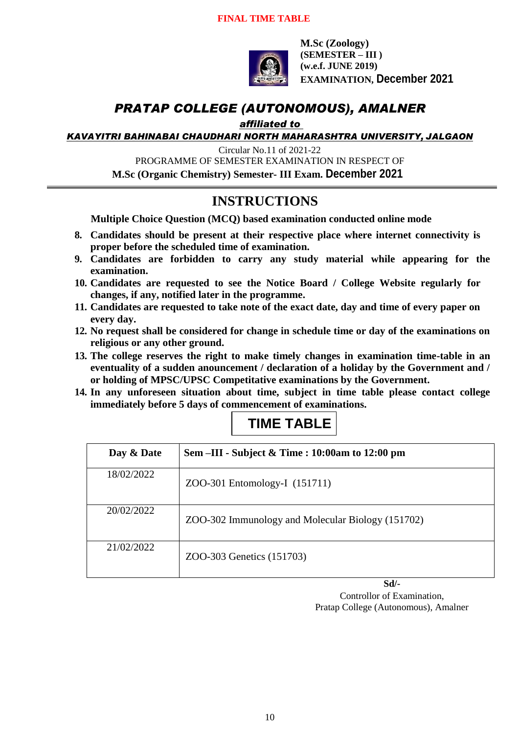**FINAL TIME TABLE**

**M.Sc (Zoology)**
**(SEMESTER – III )**
**(w.e.f. JUNE 2019)**
**EXAMINATION, December 2021**

# *PRATAP COLLEGE (AUTONOMOUS), AMALNER*

***affiliated to***

***KAVAYITRI BAHINABAI CHAUDHARI NORTH MAHARASHTRA UNIVERSITY, JALGAON***

Circular No.11 of 2021-22

PROGRAMME OF SEMESTER EXAMINATION IN RESPECT OF

**M.Sc (Organic Chemistry) Semester- III Exam. December 2021**

## INSTRUCTIONS

**Multiple Choice Question (MCQ) based examination conducted online mode**

8. **Candidates should be present at their respective place where internet connectivity is proper before the scheduled time of examination.**
9. **Candidates are forbidden to carry any study material while appearing for the examination.**
10. **Candidates are requested to see the Notice Board / College Website regularly for changes, if any, notified later in the programme.**
11. **Candidates are requested to take note of the exact date, day and time of every paper on every day.**
12. **No request shall be considered for change in schedule time or day of the examinations on religious or any other ground.**
13. **The college reserves the right to make timely changes in examination time-table in an eventuality of a sudden anouncement / declaration of a holiday by the Government and / or holding of MPSC/UPSC Competitative examinations by the Government.**
14. **In any unforeseen situation about time, subject in time table please contact college immediately before 5 days of commencement of examinations.**

## TIME TABLE

| Day & Date | Sem –III - Subject & Time : 10:00am to 12:00 pm |
|---|---|
| 18/02/2022 | ZOO-301 Entomology-I (151711) |
| 20/02/2022 | ZOO-302 Immunology and Molecular Biology (151702) |
| 21/02/2022 | ZOO-303 Genetics (151703) |

**Sd/-**

Controllor of Examination,
Pratap College (Autonomous), Amalner